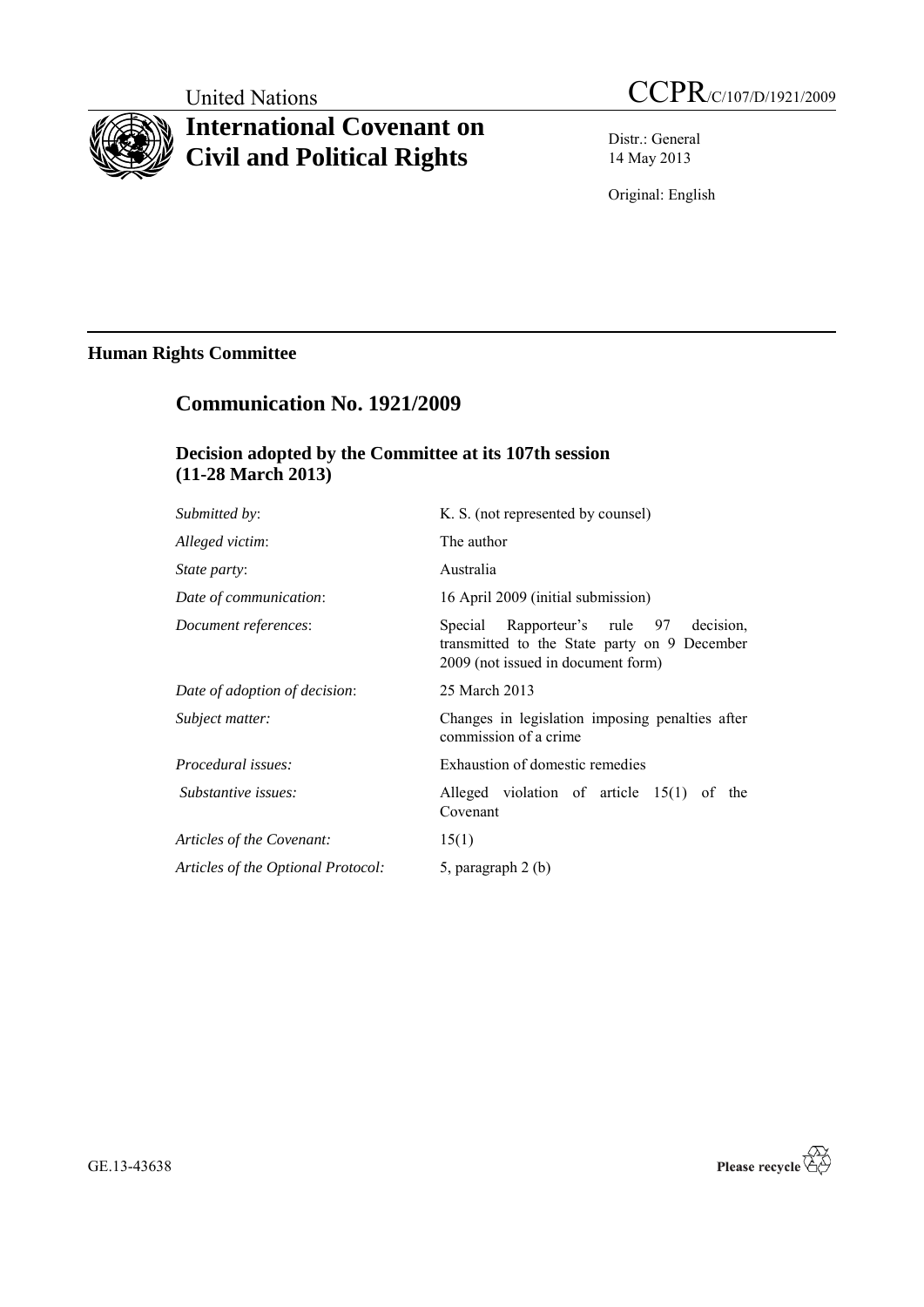United Nations

# CCPR/C/107/D/1921/2009

# International Covenant on Civil and Political Rights

Distr.: General
14 May 2013

Original: English

## Human Rights Committee

## Communication No. 1921/2009

### Decision adopted by the Committee at its 107th session (11-28 March 2013)

| | |
|---|---|
| *Submitted by*: | K. S. (not represented by counsel) |
| *Alleged victim*: | The author |
| *State party*: | Australia |
| *Date of communication*: | 16 April 2009 (initial submission) |
| *Document references*: | Special Rapporteur's rule 97 decision, transmitted to the State party on 9 December 2009 (not issued in document form) |
| *Date of adoption of decision*: | 25 March 2013 |
| *Subject matter:* | Changes in legislation imposing penalties after commission of a crime |
| *Procedural issues:* | Exhaustion of domestic remedies |
| *Substantive issues:* | Alleged violation of article 15(1) of the Covenant |
| *Articles of the Covenant:* | 15(1) |
| *Articles of the Optional Protocol:* | 5, paragraph 2 (b) |

GE.13-43638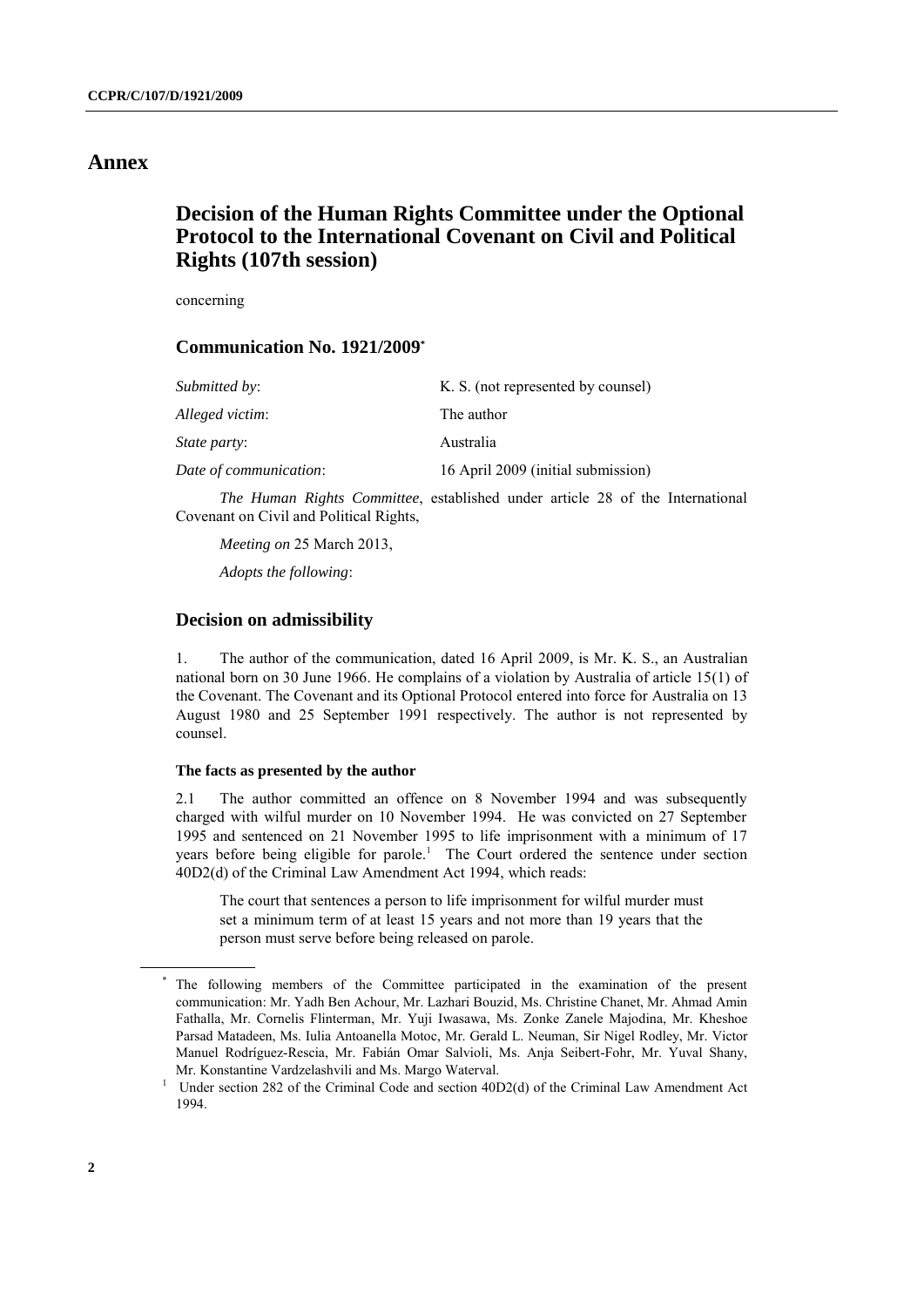# Annex

## Decision of the Human Rights Committee under the Optional Protocol to the International Covenant on Civil and Political Rights (107th session)

concerning

### Communication No. 1921/2009*

| | |
|---|---|
| *Submitted by*: | K. S. (not represented by counsel) |
| *Alleged victim*: | The author |
| *State party*: | Australia |
| *Date of communication*: | 16 April 2009 (initial submission) |

*The Human Rights Committee*, established under article 28 of the International Covenant on Civil and Political Rights,

*Meeting on* 25 March 2013,

*Adopts the following*:

### Decision on admissibility

1. The author of the communication, dated 16 April 2009, is Mr. K. S., an Australian national born on 30 June 1966. He complains of a violation by Australia of article 15(1) of the Covenant. The Covenant and its Optional Protocol entered into force for Australia on 13 August 1980 and 25 September 1991 respectively. The author is not represented by counsel.

#### The facts as presented by the author

2.1 The author committed an offence on 8 November 1994 and was subsequently charged with wilful murder on 10 November 1994. He was convicted on 27 September 1995 and sentenced on 21 November 1995 to life imprisonment with a minimum of 17 years before being eligible for parole.[1] The Court ordered the sentence under section 40D2(d) of the Criminal Law Amendment Act 1994, which reads:

> The court that sentences a person to life imprisonment for wilful murder must set a minimum term of at least 15 years and not more than 19 years that the person must serve before being released on parole.

---

* The following members of the Committee participated in the examination of the present communication: Mr. Yadh Ben Achour, Mr. Lazhari Bouzid, Ms. Christine Chanet, Mr. Ahmad Amin Fathalla, Mr. Cornelis Flinterman, Mr. Yuji Iwasawa, Ms. Zonke Zanele Majodina, Mr. Kheshoe Parsad Matadeen, Ms. Iulia Antoanella Motoc, Mr. Gerald L. Neuman, Sir Nigel Rodley, Mr. Victor Manuel Rodríguez-Rescia, Mr. Fabián Omar Salvioli, Ms. Anja Seibert-Fohr, Mr. Yuval Shany, Mr. Konstantine Vardzelashvili and Ms. Margo Waterval.

[1] Under section 282 of the Criminal Code and section 40D2(d) of the Criminal Law Amendment Act 1994.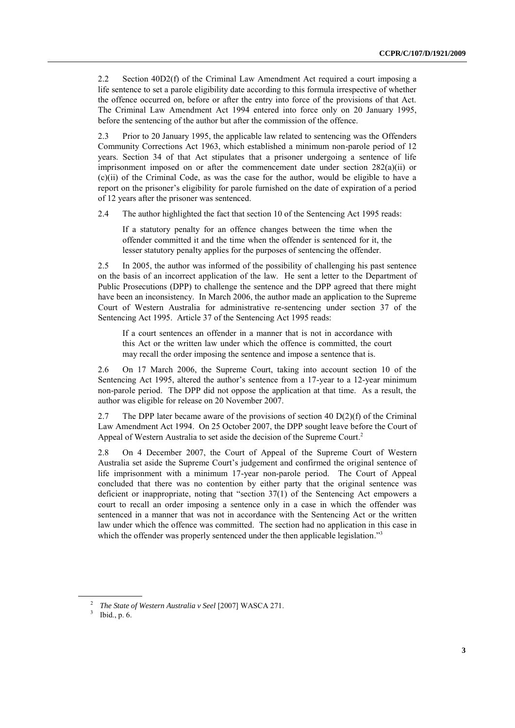2.2 Section 40D2(f) of the Criminal Law Amendment Act required a court imposing a life sentence to set a parole eligibility date according to this formula irrespective of whether the offence occurred on, before or after the entry into force of the provisions of that Act. The Criminal Law Amendment Act 1994 entered into force only on 20 January 1995, before the sentencing of the author but after the commission of the offence.

2.3 Prior to 20 January 1995, the applicable law related to sentencing was the Offenders Community Corrections Act 1963, which established a minimum non-parole period of 12 years. Section 34 of that Act stipulates that a prisoner undergoing a sentence of life imprisonment imposed on or after the commencement date under section 282(a)(ii) or (c)(ii) of the Criminal Code, as was the case for the author, would be eligible to have a report on the prisoner's eligibility for parole furnished on the date of expiration of a period of 12 years after the prisoner was sentenced.

2.4 The author highlighted the fact that section 10 of the Sentencing Act 1995 reads:

> If a statutory penalty for an offence changes between the time when the offender committed it and the time when the offender is sentenced for it, the lesser statutory penalty applies for the purposes of sentencing the offender.

2.5 In 2005, the author was informed of the possibility of challenging his past sentence on the basis of an incorrect application of the law. He sent a letter to the Department of Public Prosecutions (DPP) to challenge the sentence and the DPP agreed that there might have been an inconsistency. In March 2006, the author made an application to the Supreme Court of Western Australia for administrative re-sentencing under section 37 of the Sentencing Act 1995. Article 37 of the Sentencing Act 1995 reads:

> If a court sentences an offender in a manner that is not in accordance with this Act or the written law under which the offence is committed, the court may recall the order imposing the sentence and impose a sentence that is.

2.6 On 17 March 2006, the Supreme Court, taking into account section 10 of the Sentencing Act 1995, altered the author's sentence from a 17-year to a 12-year minimum non-parole period. The DPP did not oppose the application at that time. As a result, the author was eligible for release on 20 November 2007.

2.7 The DPP later became aware of the provisions of section 40 D(2)(f) of the Criminal Law Amendment Act 1994. On 25 October 2007, the DPP sought leave before the Court of Appeal of Western Australia to set aside the decision of the Supreme Court.[2]

2.8 On 4 December 2007, the Court of Appeal of the Supreme Court of Western Australia set aside the Supreme Court's judgement and confirmed the original sentence of life imprisonment with a minimum 17-year non-parole period. The Court of Appeal concluded that there was no contention by either party that the original sentence was deficient or inappropriate, noting that "section 37(1) of the Sentencing Act empowers a court to recall an order imposing a sentence only in a case in which the offender was sentenced in a manner that was not in accordance with the Sentencing Act or the written law under which the offence was committed. The section had no application in this case in which the offender was properly sentenced under the then applicable legislation."[3]

---

[2] *The State of Western Australia v Seel* [2007] WASCA 271.

[3] Ibid., p. 6.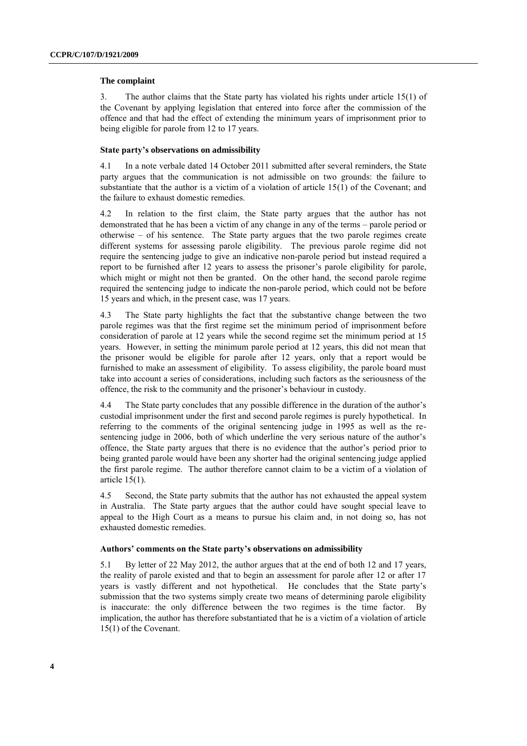### The complaint

3. The author claims that the State party has violated his rights under article 15(1) of the Covenant by applying legislation that entered into force after the commission of the offence and that had the effect of extending the minimum years of imprisonment prior to being eligible for parole from 12 to 17 years.

### State party's observations on admissibility

4.1 In a note verbale dated 14 October 2011 submitted after several reminders, the State party argues that the communication is not admissible on two grounds: the failure to substantiate that the author is a victim of a violation of article 15(1) of the Covenant; and the failure to exhaust domestic remedies.

4.2 In relation to the first claim, the State party argues that the author has not demonstrated that he has been a victim of any change in any of the terms – parole period or otherwise – of his sentence. The State party argues that the two parole regimes create different systems for assessing parole eligibility. The previous parole regime did not require the sentencing judge to give an indicative non-parole period but instead required a report to be furnished after 12 years to assess the prisoner's parole eligibility for parole, which might or might not then be granted. On the other hand, the second parole regime required the sentencing judge to indicate the non-parole period, which could not be before 15 years and which, in the present case, was 17 years.

4.3 The State party highlights the fact that the substantive change between the two parole regimes was that the first regime set the minimum period of imprisonment before consideration of parole at 12 years while the second regime set the minimum period at 15 years. However, in setting the minimum parole period at 12 years, this did not mean that the prisoner would be eligible for parole after 12 years, only that a report would be furnished to make an assessment of eligibility. To assess eligibility, the parole board must take into account a series of considerations, including such factors as the seriousness of the offence, the risk to the community and the prisoner's behaviour in custody.

4.4 The State party concludes that any possible difference in the duration of the author's custodial imprisonment under the first and second parole regimes is purely hypothetical. In referring to the comments of the original sentencing judge in 1995 as well as the re-sentencing judge in 2006, both of which underline the very serious nature of the author's offence, the State party argues that there is no evidence that the author's period prior to being granted parole would have been any shorter had the original sentencing judge applied the first parole regime. The author therefore cannot claim to be a victim of a violation of article 15(1).

4.5 Second, the State party submits that the author has not exhausted the appeal system in Australia. The State party argues that the author could have sought special leave to appeal to the High Court as a means to pursue his claim and, in not doing so, has not exhausted domestic remedies.

### Authors' comments on the State party's observations on admissibility

5.1 By letter of 22 May 2012, the author argues that at the end of both 12 and 17 years, the reality of parole existed and that to begin an assessment for parole after 12 or after 17 years is vastly different and not hypothetical. He concludes that the State party's submission that the two systems simply create two means of determining parole eligibility is inaccurate: the only difference between the two regimes is the time factor. By implication, the author has therefore substantiated that he is a victim of a violation of article 15(1) of the Covenant.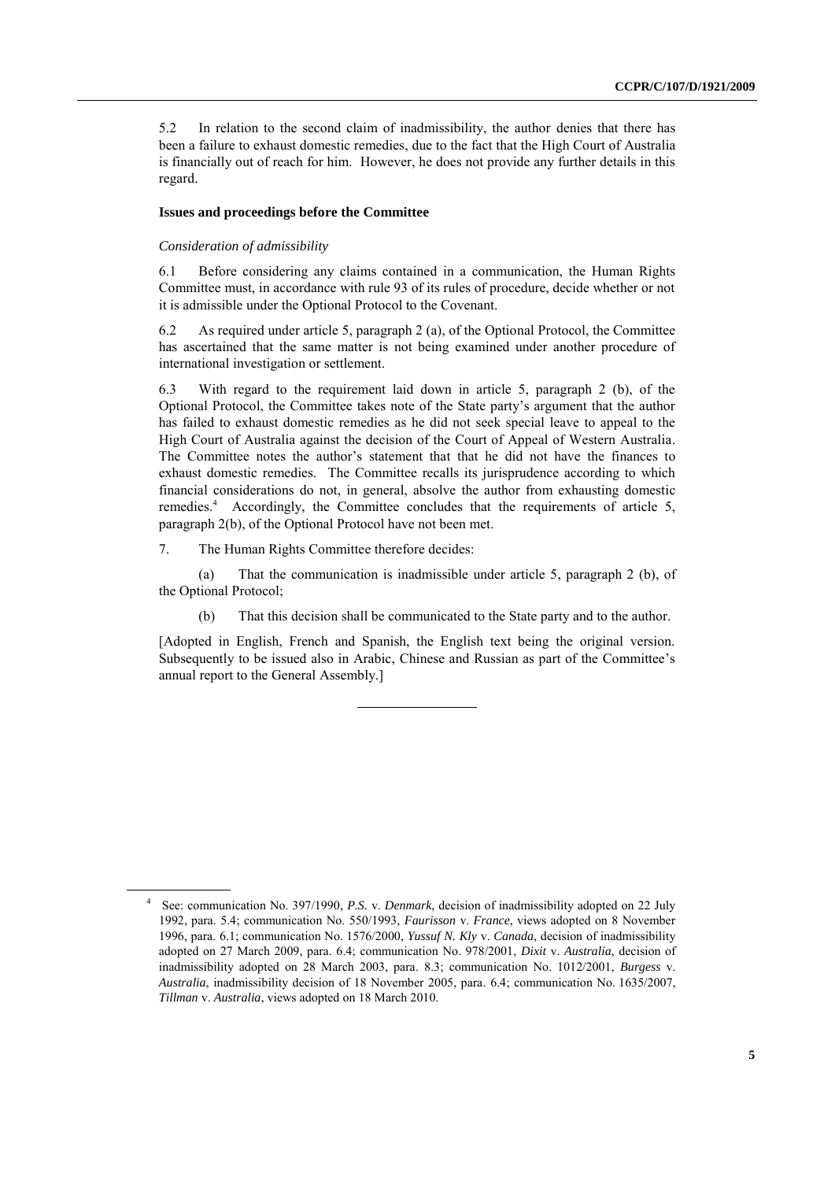5.2 In relation to the second claim of inadmissibility, the author denies that there has been a failure to exhaust domestic remedies, due to the fact that the High Court of Australia is financially out of reach for him. However, he does not provide any further details in this regard.

### Issues and proceedings before the Committee

*Consideration of admissibility*

6.1 Before considering any claims contained in a communication, the Human Rights Committee must, in accordance with rule 93 of its rules of procedure, decide whether or not it is admissible under the Optional Protocol to the Covenant.

6.2 As required under article 5, paragraph 2 (a), of the Optional Protocol, the Committee has ascertained that the same matter is not being examined under another procedure of international investigation or settlement.

6.3 With regard to the requirement laid down in article 5, paragraph 2 (b), of the Optional Protocol, the Committee takes note of the State party's argument that the author has failed to exhaust domestic remedies as he did not seek special leave to appeal to the High Court of Australia against the decision of the Court of Appeal of Western Australia. The Committee notes the author's statement that that he did not have the finances to exhaust domestic remedies. The Committee recalls its jurisprudence according to which financial considerations do not, in general, absolve the author from exhausting domestic remedies.[4] Accordingly, the Committee concludes that the requirements of article 5, paragraph 2(b), of the Optional Protocol have not been met.

7. The Human Rights Committee therefore decides:

(a) That the communication is inadmissible under article 5, paragraph 2 (b), of the Optional Protocol;

(b) That this decision shall be communicated to the State party and to the author.

[Adopted in English, French and Spanish, the English text being the original version. Subsequently to be issued also in Arabic, Chinese and Russian as part of the Committee's annual report to the General Assembly.]

---

[4] See: communication No. 397/1990, *P.S.* v. *Denmark*, decision of inadmissibility adopted on 22 July 1992, para. 5.4; communication No. 550/1993, *Faurisson* v. *France*, views adopted on 8 November 1996, para. 6.1; communication No. 1576/2000, *Yussuf N. Kly* v. *Canada*, decision of inadmissibility adopted on 27 March 2009, para. 6.4; communication No. 978/2001, *Dixit* v. *Australia*, decision of inadmissibility adopted on 28 March 2003, para. 8.3; communication No. 1012/2001, *Burgess* v. *Australia*, inadmissibility decision of 18 November 2005, para. 6.4; communication No. 1635/2007, *Tillman* v. *Australia*, views adopted on 18 March 2010.